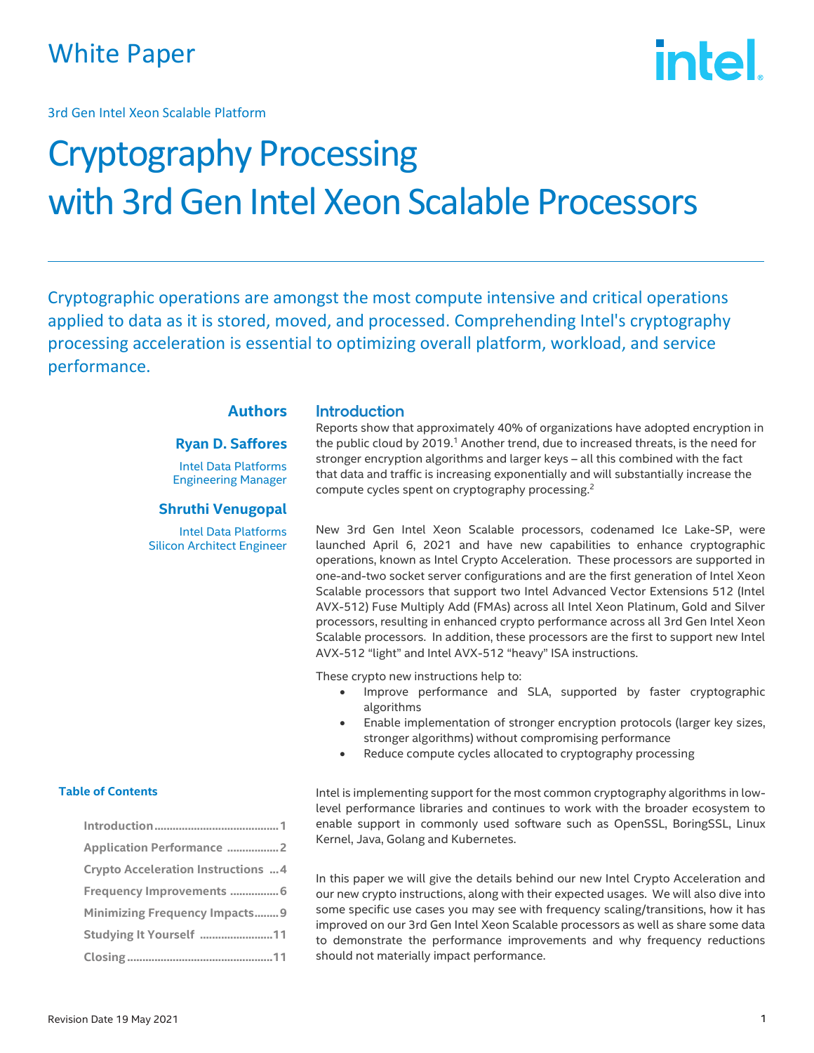White Paper

3rd Gen Intel Xeon Scalable Platform

# Cryptography Processing with 3rd Gen Intel Xeon Scalable Processors

Cryptographic operations are amongst the most compute intensive and critical operations applied to data as it is stored, moved, and processed. Comprehending Intel's cryptography processing acceleration is essential to optimizing overall platform, workload, and service performance.

### Authors

**Ryan D. Saffores**

Intel Data Platforms Engineering Manager

**Shruthi Venugopal**

Intel Data Platforms Silicon Architect Engineer

**Table of Contents**

- Introduction ........ 1
- Application Performance ........ 2
- Crypto Acceleration Instructions ... 4
- Frequency Improvements ........ 6
- Minimizing Frequency Impacts ........ 9
- Studying It Yourself ........ 11
- Closing ........ 11

## Introduction

Reports show that approximately 40% of organizations have adopted encryption in the public cloud by 2019.[1] Another trend, due to increased threats, is the need for stronger encryption algorithms and larger keys – all this combined with the fact that data and traffic is increasing exponentially and will substantially increase the compute cycles spent on cryptography processing.[2]

New 3rd Gen Intel Xeon Scalable processors, codenamed Ice Lake-SP, were launched April 6, 2021 and have new capabilities to enhance cryptographic operations, known as Intel Crypto Acceleration. These processors are supported in one-and-two socket server configurations and are the first generation of Intel Xeon Scalable processors that support two Intel Advanced Vector Extensions 512 (Intel AVX-512) Fuse Multiply Add (FMAs) across all Intel Xeon Platinum, Gold and Silver processors, resulting in enhanced crypto performance across all 3rd Gen Intel Xeon Scalable processors. In addition, these processors are the first to support new Intel AVX-512 "light" and Intel AVX-512 "heavy" ISA instructions.

These crypto new instructions help to:

- Improve performance and SLA, supported by faster cryptographic algorithms
- Enable implementation of stronger encryption protocols (larger key sizes, stronger algorithms) without compromising performance
- Reduce compute cycles allocated to cryptography processing

Intel is implementing support for the most common cryptography algorithms in low-level performance libraries and continues to work with the broader ecosystem to enable support in commonly used software such as OpenSSL, BoringSSL, Linux Kernel, Java, Golang and Kubernetes.

In this paper we will give the details behind our new Intel Crypto Acceleration and our new crypto instructions, along with their expected usages. We will also dive into some specific use cases you may see with frequency scaling/transitions, how it has improved on our 3rd Gen Intel Xeon Scalable processors as well as share some data to demonstrate the performance improvements and why frequency reductions should not materially impact performance.

Revision Date 19 May 2021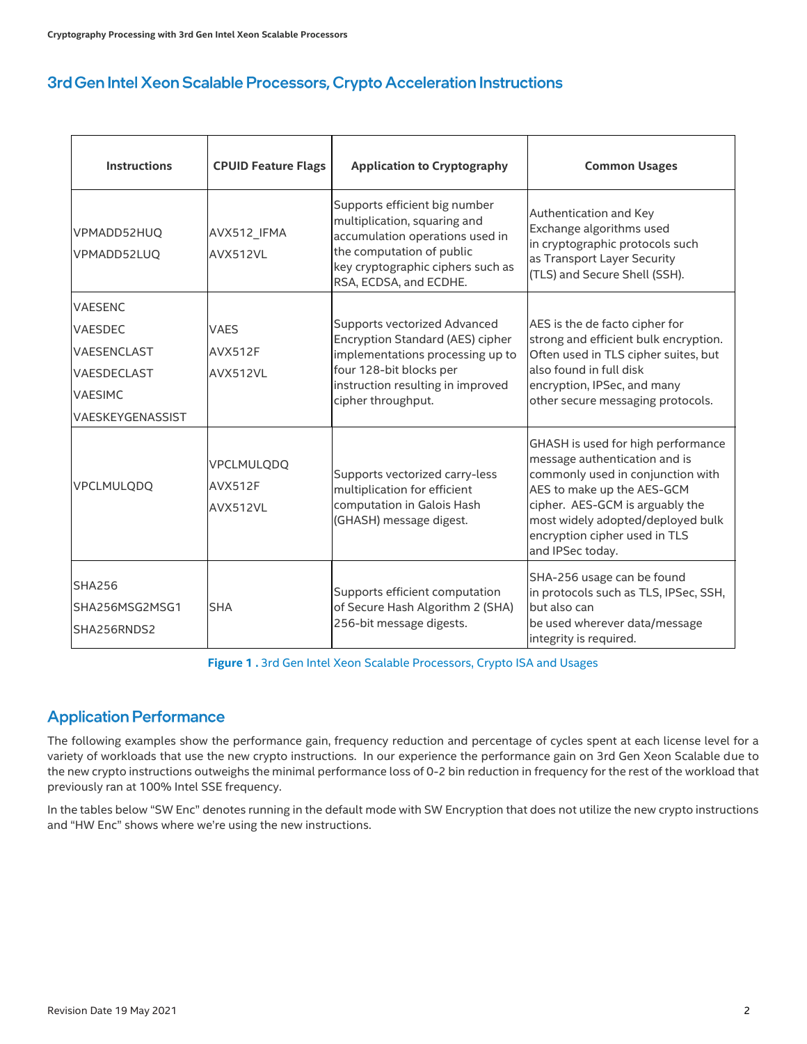## 3rd Gen Intel Xeon Scalable Processors, Crypto Acceleration Instructions

| Instructions | CPUID Feature Flags | Application to Cryptography | Common Usages |
|---|---|---|---|
| VPMADD52HUQ<br>VPMADD52LUQ | AVX512_IFMA<br>AVX512VL | Supports efficient big number multiplication, squaring and accumulation operations used in the computation of public key cryptographic ciphers such as RSA, ECDSA, and ECDHE. | Authentication and Key Exchange algorithms used in cryptographic protocols such as Transport Layer Security (TLS) and Secure Shell (SSH). |
| VAESENC<br>VAESDEC<br>VAESENCLAST<br>VAESDECLAST<br>VAESIMC<br>VAESKEYGENASSIST | VAES<br>AVX512F<br>AVX512VL | Supports vectorized Advanced Encryption Standard (AES) cipher implementations processing up to four 128-bit blocks per instruction resulting in improved cipher throughput. | AES is the de facto cipher for strong and efficient bulk encryption. Often used in TLS cipher suites, but also found in full disk encryption, IPSec, and many other secure messaging protocols. |
| VPCLMULQDQ | VPCLMULQDQ<br>AVX512F<br>AVX512VL | Supports vectorized carry-less multiplication for efficient computation in Galois Hash (GHASH) message digest. | GHASH is used for high performance message authentication and is commonly used in conjunction with AES to make up the AES-GCM cipher. AES-GCM is arguably the most widely adopted/deployed bulk encryption cipher used in TLS and IPSec today. |
| SHA256<br>SHA256MSG2MSG1<br>SHA256RNDS2 | SHA | Supports efficient computation of Secure Hash Algorithm 2 (SHA) 256-bit message digests. | SHA-256 usage can be found in protocols such as TLS, IPSec, SSH, but also can be used wherever data/message integrity is required. |

**Figure 1 .** 3rd Gen Intel Xeon Scalable Processors, Crypto ISA and Usages

## Application Performance

The following examples show the performance gain, frequency reduction and percentage of cycles spent at each license level for a variety of workloads that use the new crypto instructions. In our experience the performance gain on 3rd Gen Xeon Scalable due to the new crypto instructions outweighs the minimal performance loss of 0-2 bin reduction in frequency for the rest of the workload that previously ran at 100% Intel SSE frequency.

In the tables below "SW Enc" denotes running in the default mode with SW Encryption that does not utilize the new crypto instructions and "HW Enc" shows where we're using the new instructions.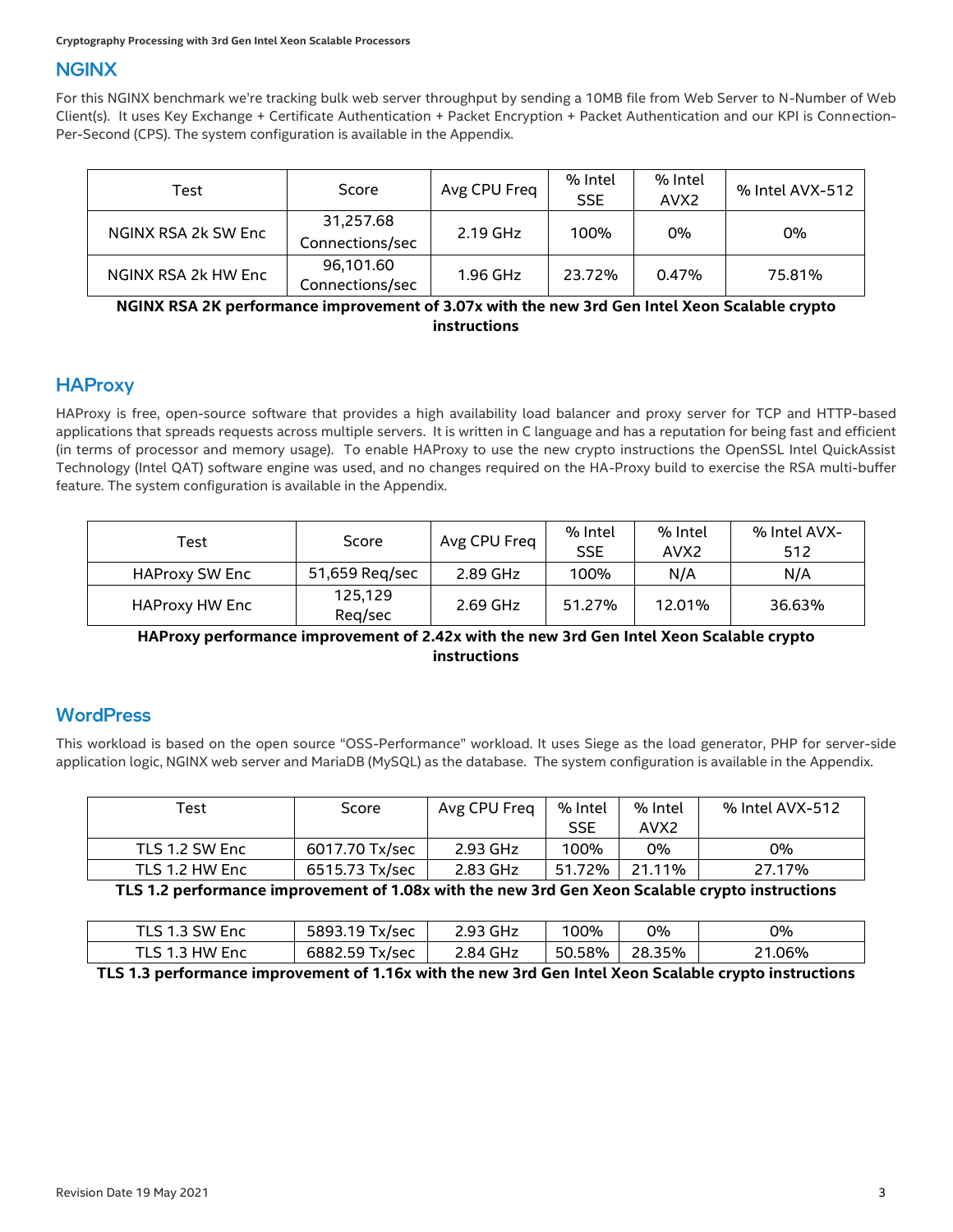## NGINX

For this NGINX benchmark we're tracking bulk web server throughput by sending a 10MB file from Web Server to N-Number of Web Client(s). It uses Key Exchange + Certificate Authentication + Packet Encryption + Packet Authentication and our KPI is Connection-Per-Second (CPS). The system configuration is available in the Appendix.

| Test | Score | Avg CPU Freq | % Intel SSE | % Intel AVX2 | % Intel AVX-512 |
|---|---|---|---|---|---|
| NGINX RSA 2k SW Enc | 31,257.68 Connections/sec | 2.19 GHz | 100% | 0% | 0% |
| NGINX RSA 2k HW Enc | 96,101.60 Connections/sec | 1.96 GHz | 23.72% | 0.47% | 75.81% |

**NGINX RSA 2K performance improvement of 3.07x with the new 3rd Gen Intel Xeon Scalable crypto instructions**

## HAProxy

HAProxy is free, open-source software that provides a high availability load balancer and proxy server for TCP and HTTP-based applications that spreads requests across multiple servers. It is written in C language and has a reputation for being fast and efficient (in terms of processor and memory usage). To enable HAProxy to use the new crypto instructions the OpenSSL Intel QuickAssist Technology (Intel QAT) software engine was used, and no changes required on the HA-Proxy build to exercise the RSA multi-buffer feature. The system configuration is available in the Appendix.

| Test | Score | Avg CPU Freq | % Intel SSE | % Intel AVX2 | % Intel AVX-512 |
|---|---|---|---|---|---|
| HAProxy SW Enc | 51,659 Req/sec | 2.89 GHz | 100% | N/A | N/A |
| HAProxy HW Enc | 125,129 Req/sec | 2.69 GHz | 51.27% | 12.01% | 36.63% |

**HAProxy performance improvement of 2.42x with the new 3rd Gen Intel Xeon Scalable crypto instructions**

## WordPress

This workload is based on the open source "OSS-Performance" workload. It uses Siege as the load generator, PHP for server-side application logic, NGINX web server and MariaDB (MySQL) as the database. The system configuration is available in the Appendix.

| Test | Score | Avg CPU Freq | % Intel SSE | % Intel AVX2 | % Intel AVX-512 |
|---|---|---|---|---|---|
| TLS 1.2 SW Enc | 6017.70 Tx/sec | 2.93 GHz | 100% | 0% | 0% |
| TLS 1.2 HW Enc | 6515.73 Tx/sec | 2.83 GHz | 51.72% | 21.11% | 27.17% |

**TLS 1.2 performance improvement of 1.08x with the new 3rd Gen Xeon Scalable crypto instructions**

| Test | Score | Avg CPU Freq | % Intel SSE | % Intel AVX2 | % Intel AVX-512 |
|---|---|---|---|---|---|
| TLS 1.3 SW Enc | 5893.19 Tx/sec | 2.93 GHz | 100% | 0% | 0% |
| TLS 1.3 HW Enc | 6882.59 Tx/sec | 2.84 GHz | 50.58% | 28.35% | 21.06% |

**TLS 1.3 performance improvement of 1.16x with the new 3rd Gen Intel Xeon Scalable crypto instructions**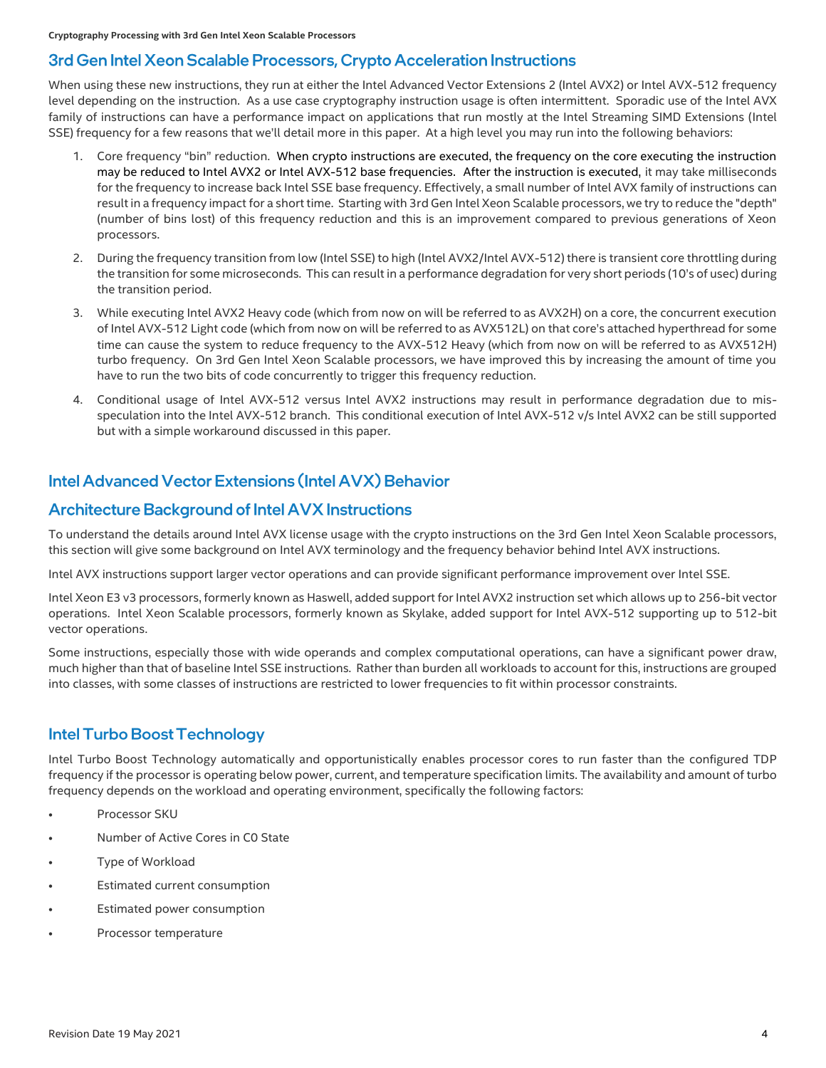## 3rd Gen Intel Xeon Scalable Processors, Crypto Acceleration Instructions

When using these new instructions, they run at either the Intel Advanced Vector Extensions 2 (Intel AVX2) or Intel AVX-512 frequency level depending on the instruction. As a use case cryptography instruction usage is often intermittent. Sporadic use of the Intel AVX family of instructions can have a performance impact on applications that run mostly at the Intel Streaming SIMD Extensions (Intel SSE) frequency for a few reasons that we'll detail more in this paper. At a high level you may run into the following behaviors:

1. Core frequency "bin" reduction. When crypto instructions are executed, the frequency on the core executing the instruction may be reduced to Intel AVX2 or Intel AVX-512 base frequencies. After the instruction is executed, it may take milliseconds for the frequency to increase back Intel SSE base frequency. Effectively, a small number of Intel AVX family of instructions can result in a frequency impact for a short time. Starting with 3rd Gen Intel Xeon Scalable processors, we try to reduce the "depth" (number of bins lost) of this frequency reduction and this is an improvement compared to previous generations of Xeon processors.
2. During the frequency transition from low (Intel SSE) to high (Intel AVX2/Intel AVX-512) there is transient core throttling during the transition for some microseconds. This can result in a performance degradation for very short periods (10's of usec) during the transition period.
3. While executing Intel AVX2 Heavy code (which from now on will be referred to as AVX2H) on a core, the concurrent execution of Intel AVX-512 Light code (which from now on will be referred to as AVX512L) on that core's attached hyperthread for some time can cause the system to reduce frequency to the AVX-512 Heavy (which from now on will be referred to as AVX512H) turbo frequency. On 3rd Gen Intel Xeon Scalable processors, we have improved this by increasing the amount of time you have to run the two bits of code concurrently to trigger this frequency reduction.
4. Conditional usage of Intel AVX-512 versus Intel AVX2 instructions may result in performance degradation due to mis-speculation into the Intel AVX-512 branch. This conditional execution of Intel AVX-512 v/s Intel AVX2 can be still supported but with a simple workaround discussed in this paper.

## Intel Advanced Vector Extensions (Intel AVX) Behavior

## Architecture Background of Intel AVX Instructions

To understand the details around Intel AVX license usage with the crypto instructions on the 3rd Gen Intel Xeon Scalable processors, this section will give some background on Intel AVX terminology and the frequency behavior behind Intel AVX instructions.

Intel AVX instructions support larger vector operations and can provide significant performance improvement over Intel SSE.

Intel Xeon E3 v3 processors, formerly known as Haswell, added support for Intel AVX2 instruction set which allows up to 256-bit vector operations. Intel Xeon Scalable processors, formerly known as Skylake, added support for Intel AVX-512 supporting up to 512-bit vector operations.

Some instructions, especially those with wide operands and complex computational operations, can have a significant power draw, much higher than that of baseline Intel SSE instructions. Rather than burden all workloads to account for this, instructions are grouped into classes, with some classes of instructions are restricted to lower frequencies to fit within processor constraints.

## Intel Turbo Boost Technology

Intel Turbo Boost Technology automatically and opportunistically enables processor cores to run faster than the configured TDP frequency if the processor is operating below power, current, and temperature specification limits. The availability and amount of turbo frequency depends on the workload and operating environment, specifically the following factors:

- Processor SKU
- Number of Active Cores in C0 State
- Type of Workload
- Estimated current consumption
- Estimated power consumption
- Processor temperature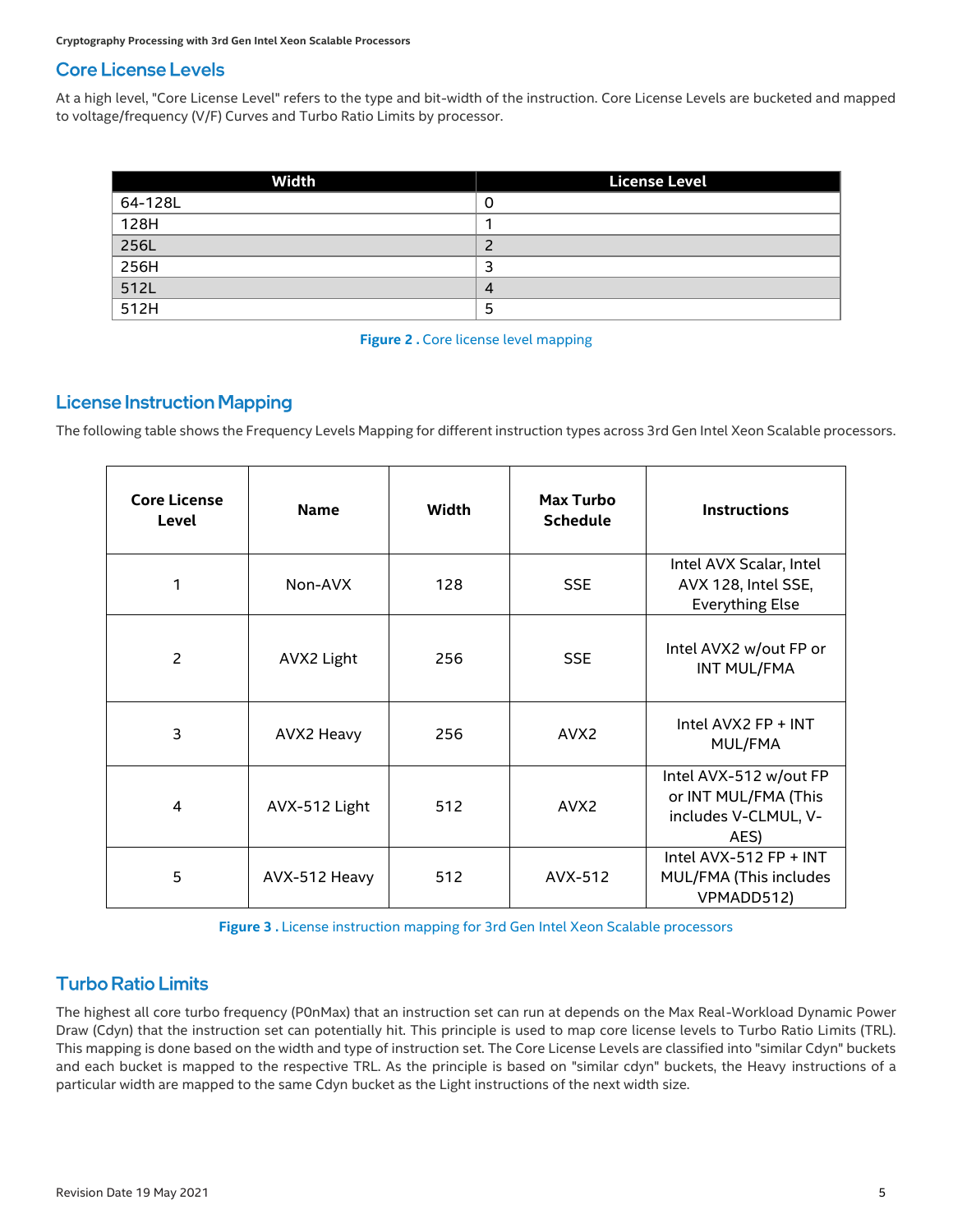## Core License Levels

At a high level, "Core License Level" refers to the type and bit-width of the instruction. Core License Levels are bucketed and mapped to voltage/frequency (V/F) Curves and Turbo Ratio Limits by processor.

| Width | License Level |
|---|---|
| 64-128L | 0 |
| 128H | 1 |
| 256L | 2 |
| 256H | 3 |
| 512L | 4 |
| 512H | 5 |

**Figure 2 .** Core license level mapping

## License Instruction Mapping

The following table shows the Frequency Levels Mapping for different instruction types across 3rd Gen Intel Xeon Scalable processors.

| Core License Level | Name | Width | Max Turbo Schedule | Instructions |
|---|---|---|---|---|
| 1 | Non-AVX | 128 | SSE | Intel AVX Scalar, Intel AVX 128, Intel SSE, Everything Else |
| 2 | AVX2 Light | 256 | SSE | Intel AVX2 w/out FP or INT MUL/FMA |
| 3 | AVX2 Heavy | 256 | AVX2 | Intel AVX2 FP + INT MUL/FMA |
| 4 | AVX-512 Light | 512 | AVX2 | Intel AVX-512 w/out FP or INT MUL/FMA (This includes V-CLMUL, V-AES) |
| 5 | AVX-512 Heavy | 512 | AVX-512 | Intel AVX-512 FP + INT MUL/FMA (This includes VPMADD512) |

**Figure 3 .** License instruction mapping for 3rd Gen Intel Xeon Scalable processors

## Turbo Ratio Limits

The highest all core turbo frequency (P0nMax) that an instruction set can run at depends on the Max Real-Workload Dynamic Power Draw (Cdyn) that the instruction set can potentially hit. This principle is used to map core license levels to Turbo Ratio Limits (TRL). This mapping is done based on the width and type of instruction set. The Core License Levels are classified into "similar Cdyn" buckets and each bucket is mapped to the respective TRL. As the principle is based on "similar cdyn" buckets, the Heavy instructions of a particular width are mapped to the same Cdyn bucket as the Light instructions of the next width size.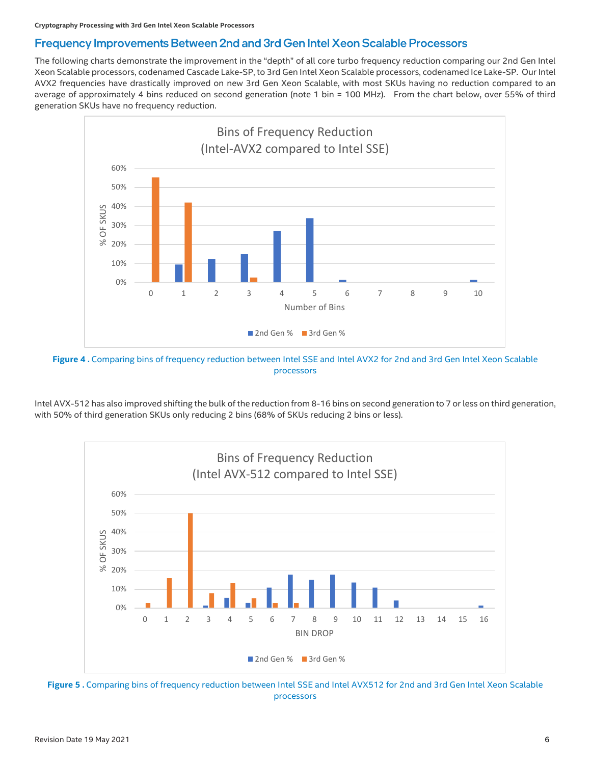## Frequency Improvements Between 2nd and 3rd Gen Intel Xeon Scalable Processors

The following charts demonstrate the improvement in the "depth" of all core turbo frequency reduction comparing our 2nd Gen Intel Xeon Scalable processors, codenamed Cascade Lake-SP, to 3rd Gen Intel Xeon Scalable processors, codenamed Ice Lake-SP. Our Intel AVX2 frequencies have drastically improved on new 3rd Gen Xeon Scalable, with most SKUs having no reduction compared to an average of approximately 4 bins reduced on second generation (note 1 bin = 100 MHz). From the chart below, over 55% of third generation SKUs have no frequency reduction.

**Figure 4 .** Comparing bins of frequency reduction between Intel SSE and Intel AVX2 for 2nd and 3rd Gen Intel Xeon Scalable processors

Intel AVX-512 has also improved shifting the bulk of the reduction from 8-16 bins on second generation to 7 or less on third generation, with 50% of third generation SKUs only reducing 2 bins (68% of SKUs reducing 2 bins or less).

**Figure 5 .** Comparing bins of frequency reduction between Intel SSE and Intel AVX512 for 2nd and 3rd Gen Intel Xeon Scalable processors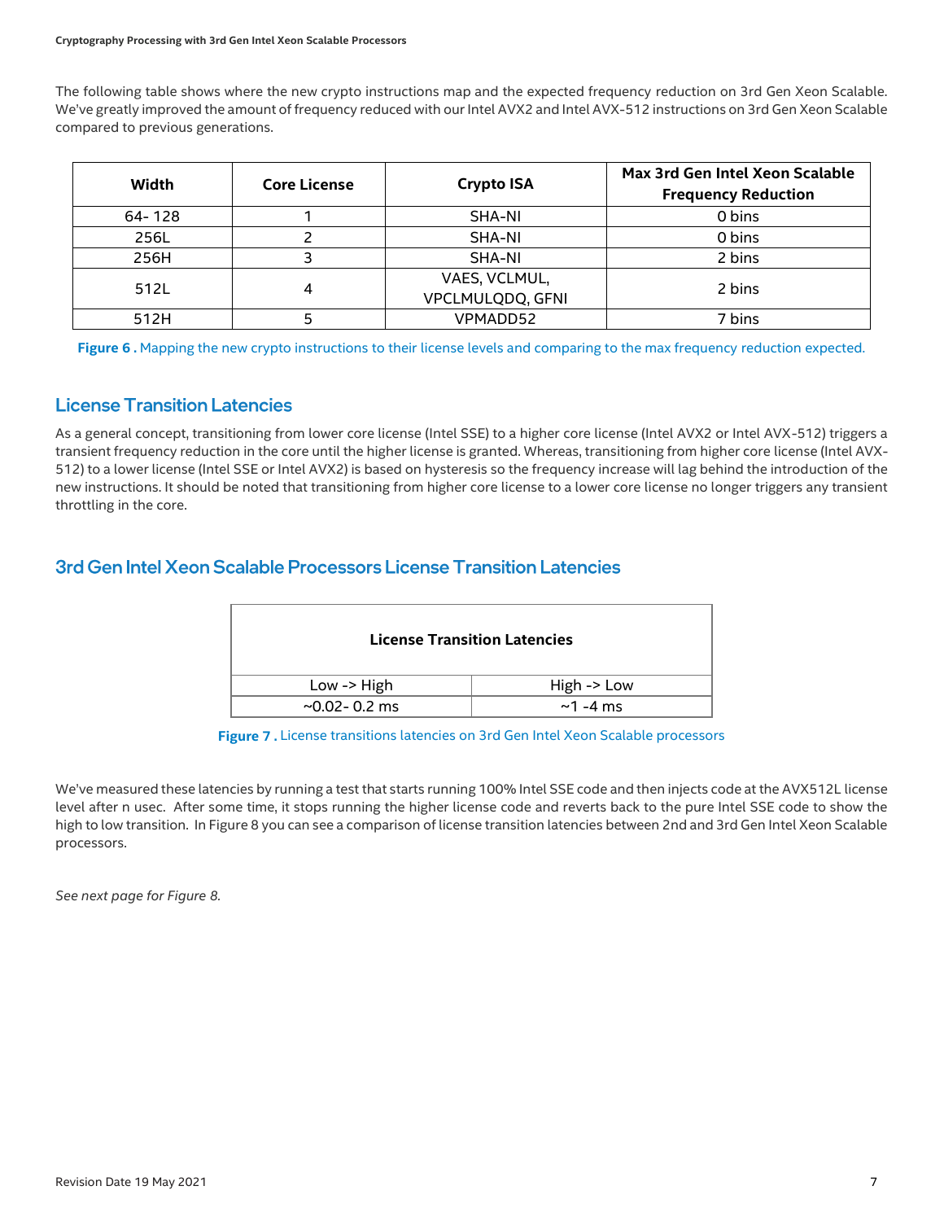The following table shows where the new crypto instructions map and the expected frequency reduction on 3rd Gen Xeon Scalable. We've greatly improved the amount of frequency reduced with our Intel AVX2 and Intel AVX-512 instructions on 3rd Gen Xeon Scalable compared to previous generations.

| Width | Core License | Crypto ISA | Max 3rd Gen Intel Xeon Scalable Frequency Reduction |
|---|---|---|---|
| 64- 128 | 1 | SHA-NI | 0 bins |
| 256L | 2 | SHA-NI | 0 bins |
| 256H | 3 | SHA-NI | 2 bins |
| 512L | 4 | VAES, VCLMUL, VPCLMULQDQ, GFNI | 2 bins |
| 512H | 5 | VPMADD52 | 7 bins |

**Figure 6 .** Mapping the new crypto instructions to their license levels and comparing to the max frequency reduction expected.

## License Transition Latencies

As a general concept, transitioning from lower core license (Intel SSE) to a higher core license (Intel AVX2 or Intel AVX-512) triggers a transient frequency reduction in the core until the higher license is granted. Whereas, transitioning from higher core license (Intel AVX-512) to a lower license (Intel SSE or Intel AVX2) is based on hysteresis so the frequency increase will lag behind the introduction of the new instructions. It should be noted that transitioning from higher core license to a lower core license no longer triggers any transient throttling in the core.

## 3rd Gen Intel Xeon Scalable Processors License Transition Latencies

| License Transition Latencies | |
|---|---|
| Low -> High | High -> Low |
| ~0.02- 0.2 ms | ~1 -4 ms |

**Figure 7 .** License transitions latencies on 3rd Gen Intel Xeon Scalable processors

We've measured these latencies by running a test that starts running 100% Intel SSE code and then injects code at the AVX512L license level after n usec. After some time, it stops running the higher license code and reverts back to the pure Intel SSE code to show the high to low transition. In Figure 8 you can see a comparison of license transition latencies between 2nd and 3rd Gen Intel Xeon Scalable processors.

*See next page for Figure 8.*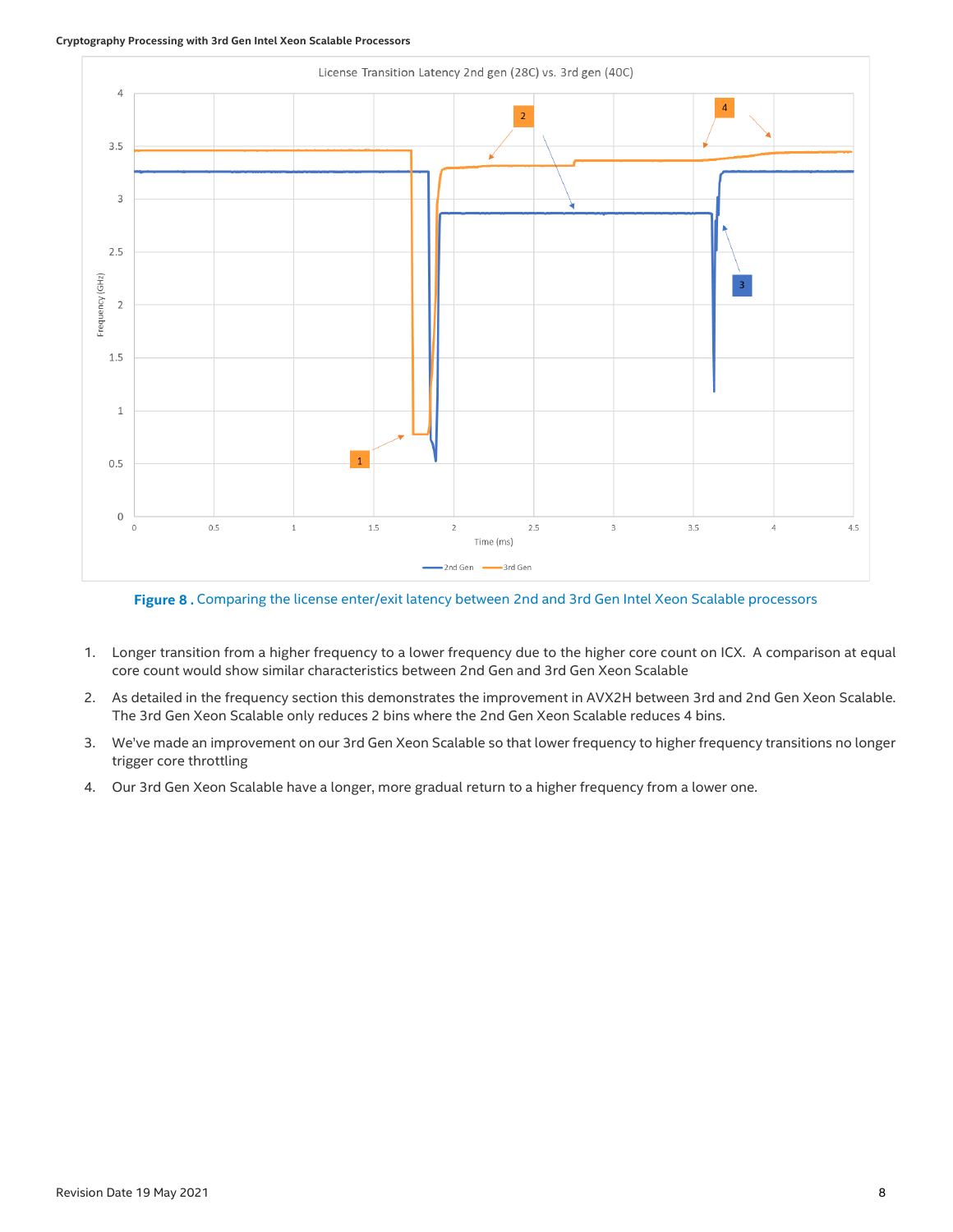**Figure 8 .** Comparing the license enter/exit latency between 2nd and 3rd Gen Intel Xeon Scalable processors

1. Longer transition from a higher frequency to a lower frequency due to the higher core count on ICX. A comparison at equal core count would show similar characteristics between 2nd Gen and 3rd Gen Xeon Scalable
2. As detailed in the frequency section this demonstrates the improvement in AVX2H between 3rd and 2nd Gen Xeon Scalable. The 3rd Gen Xeon Scalable only reduces 2 bins where the 2nd Gen Xeon Scalable reduces 4 bins.
3. We've made an improvement on our 3rd Gen Xeon Scalable so that lower frequency to higher frequency transitions no longer trigger core throttling
4. Our 3rd Gen Xeon Scalable have a longer, more gradual return to a higher frequency from a lower one.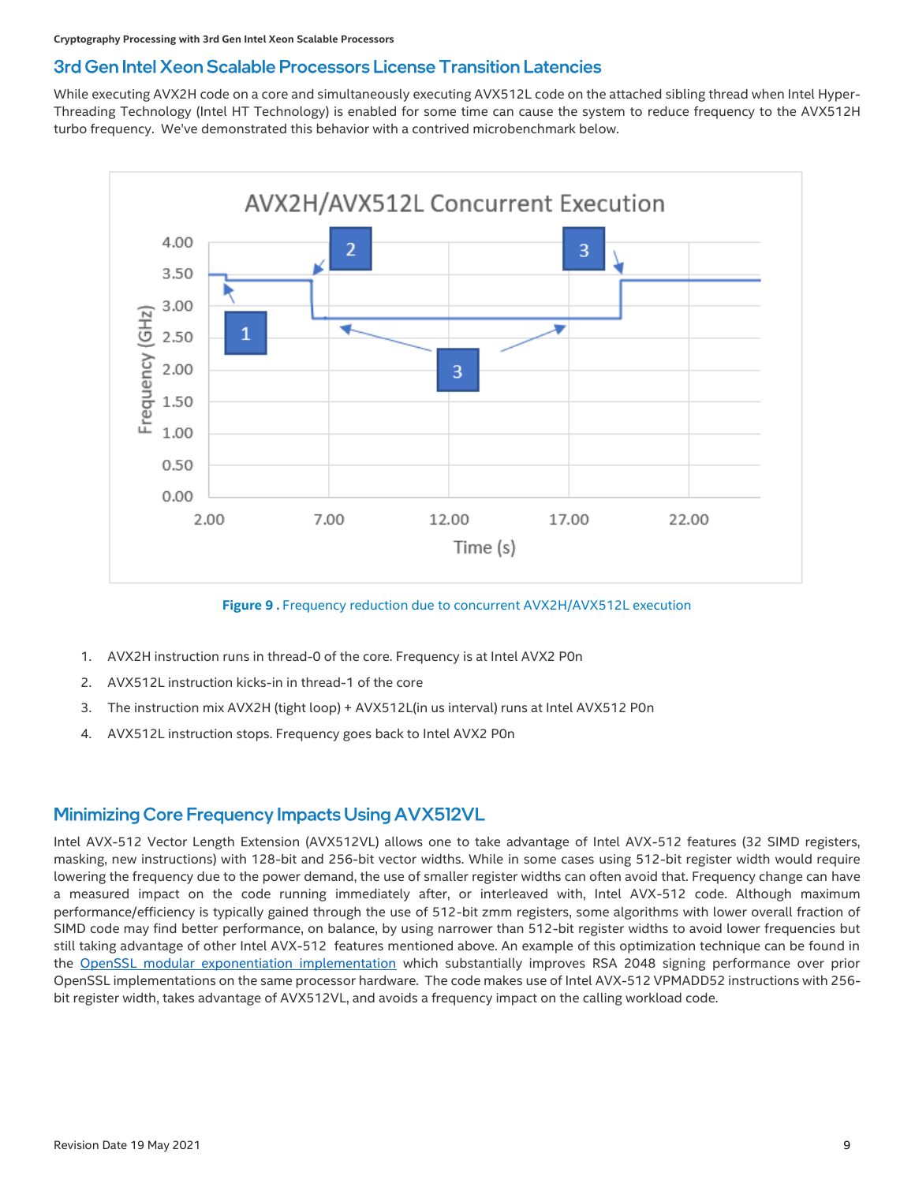## 3rd Gen Intel Xeon Scalable Processors License Transition Latencies

While executing AVX2H code on a core and simultaneously executing AVX512L code on the attached sibling thread when Intel Hyper-Threading Technology (Intel HT Technology) is enabled for some time can cause the system to reduce frequency to the AVX512H turbo frequency. We've demonstrated this behavior with a contrived microbenchmark below.

**Figure 9 .** Frequency reduction due to concurrent AVX2H/AVX512L execution

1. AVX2H instruction runs in thread-0 of the core. Frequency is at Intel AVX2 P0n
2. AVX512L instruction kicks-in in thread-1 of the core
3. The instruction mix AVX2H (tight loop) + AVX512L(in us interval) runs at Intel AVX512 P0n
4. AVX512L instruction stops. Frequency goes back to Intel AVX2 P0n

## Minimizing Core Frequency Impacts Using AVX512VL

Intel AVX-512 Vector Length Extension (AVX512VL) allows one to take advantage of Intel AVX-512 features (32 SIMD registers, masking, new instructions) with 128-bit and 256-bit vector widths. While in some cases using 512-bit register width would require lowering the frequency due to the power demand, the use of smaller register widths can often avoid that. Frequency change can have a measured impact on the code running immediately after, or interleaved with, Intel AVX-512 code. Although maximum performance/efficiency is typically gained through the use of 512-bit zmm registers, some algorithms with lower overall fraction of SIMD code may find better performance, on balance, by using narrower than 512-bit register widths to avoid lower frequencies but still taking advantage of other Intel AVX-512 features mentioned above. An example of this optimization technique can be found in the OpenSSL modular exponentiation implementation which substantially improves RSA 2048 signing performance over prior OpenSSL implementations on the same processor hardware. The code makes use of Intel AVX-512 VPMADD52 instructions with 256-bit register width, takes advantage of AVX512VL, and avoids a frequency impact on the calling workload code.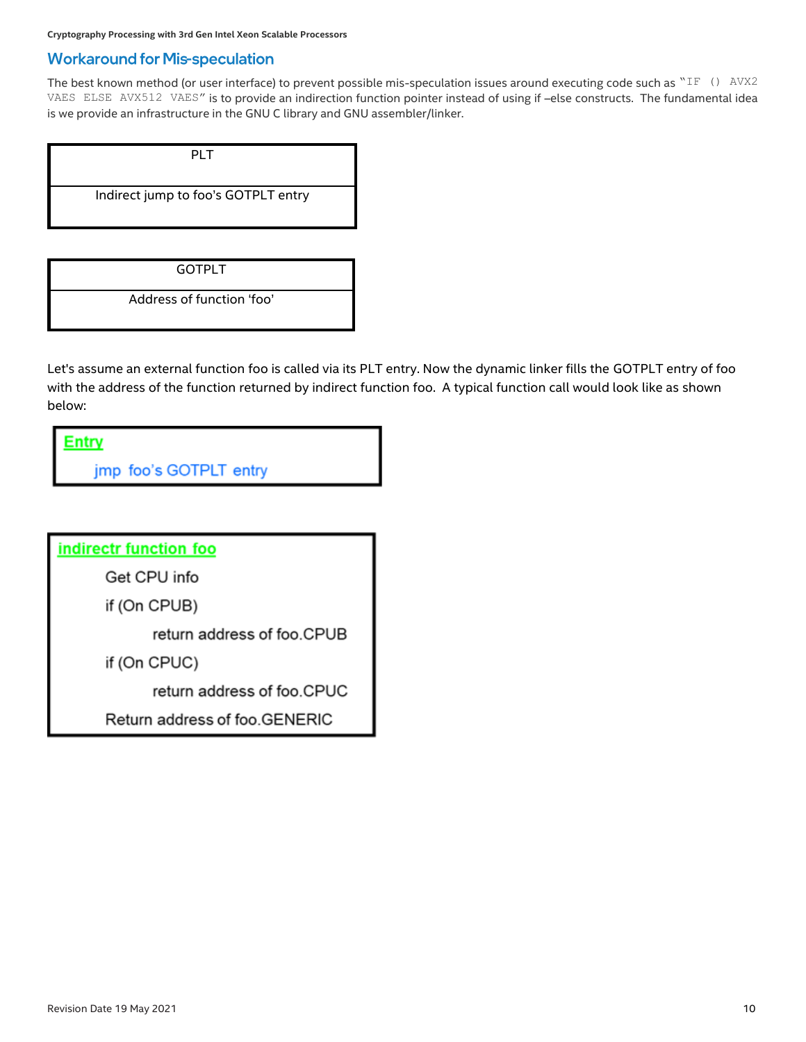## Workaround for Mis-speculation

The best known method (or user interface) to prevent possible mis-speculation issues around executing code such as "`IF () AVX2 VAES ELSE AVX512 VAES`" is to provide an indirection function pointer instead of using if –else constructs. The fundamental idea is we provide an infrastructure in the GNU C library and GNU assembler/linker.

| PLT |
|---|
| Indirect jump to foo's GOTPLT entry |

| GOTPLT |
|---|
| Address of function 'foo' |

Let's assume an external function foo is called via its PLT entry. Now the dynamic linker fills the GOTPLT entry of foo with the address of the function returned by indirect function foo. A typical function call would look like as shown below:

```
Entry
    jmp foo's GOTPLT entry
```

```
indirectr function foo
    Get CPU info
    if (On CPUB)
        return address of foo.CPUB
    if (On CPUC)
        return address of foo.CPUC
    Return address of foo.GENERIC
```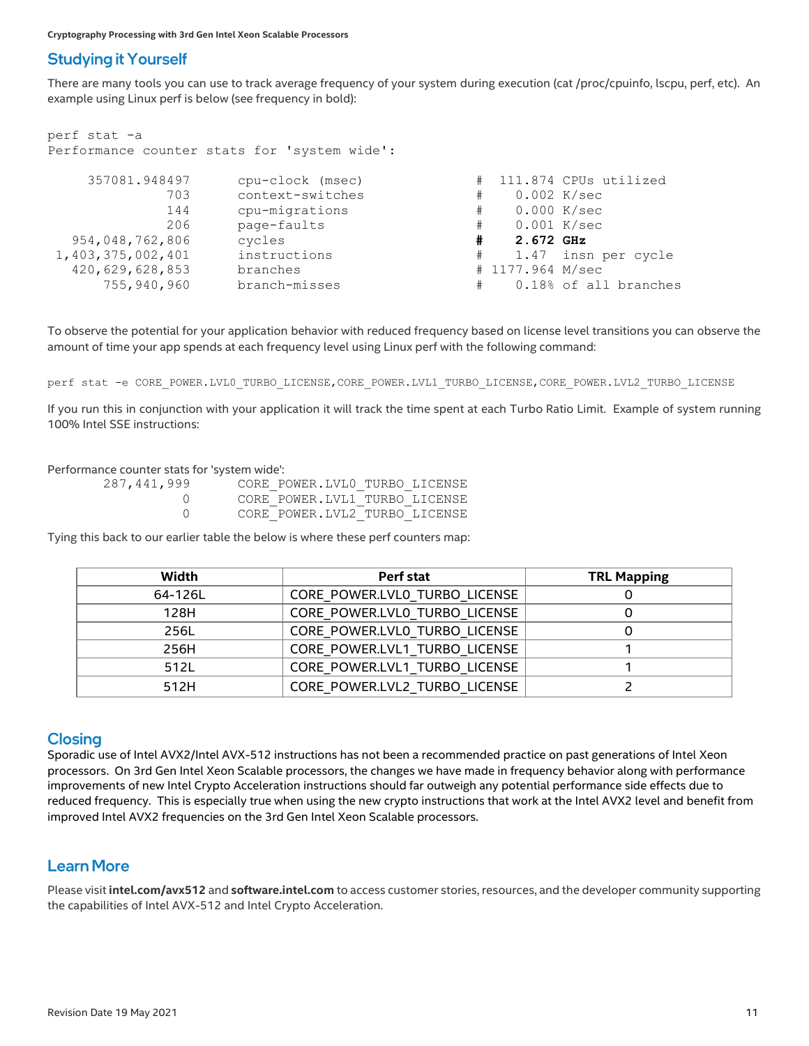## Studying it Yourself

There are many tools you can use to track average frequency of your system during execution (cat /proc/cpuinfo, lscpu, perf, etc). An example using Linux perf is below (see frequency in bold):

```
perf stat -a
Performance counter stats for 'system wide':

    357081.948497       cpu-clock (msec)              #  111.874 CPUs utilized
              703       context-switches              #    0.002 K/sec
              144       cpu-migrations                #    0.000 K/sec
              206       page-faults                   #    0.001 K/sec
  954,048,762,806       cycles                        #    2.672 GHz
1,403,375,002,401       instructions                  #    1.47  insn per cycle
  420,629,628,853       branches                      # 1177.964 M/sec
      755,940,960       branch-misses                 #    0.18% of all branches
```

To observe the potential for your application behavior with reduced frequency based on license level transitions you can observe the amount of time your app spends at each frequency level using Linux perf with the following command:

```
perf stat -e CORE_POWER.LVL0_TURBO_LICENSE,CORE_POWER.LVL1_TURBO_LICENSE,CORE_POWER.LVL2_TURBO_LICENSE
```

If you run this in conjunction with your application it will track the time spent at each Turbo Ratio Limit. Example of system running 100% Intel SSE instructions:

```
Performance counter stats for 'system wide':
      287,441,999       CORE_POWER.LVL0_TURBO_LICENSE
                0       CORE_POWER.LVL1_TURBO_LICENSE
                0       CORE_POWER.LVL2_TURBO_LICENSE
```

Tying this back to our earlier table the below is where these perf counters map:

| Width | Perf stat | TRL Mapping |
|---|---|---|
| 64-126L | CORE_POWER.LVL0_TURBO_LICENSE | 0 |
| 128H | CORE_POWER.LVL0_TURBO_LICENSE | 0 |
| 256L | CORE_POWER.LVL0_TURBO_LICENSE | 0 |
| 256H | CORE_POWER.LVL1_TURBO_LICENSE | 1 |
| 512L | CORE_POWER.LVL1_TURBO_LICENSE | 1 |
| 512H | CORE_POWER.LVL2_TURBO_LICENSE | 2 |

## Closing

Sporadic use of Intel AVX2/Intel AVX-512 instructions has not been a recommended practice on past generations of Intel Xeon processors. On 3rd Gen Intel Xeon Scalable processors, the changes we have made in frequency behavior along with performance improvements of new Intel Crypto Acceleration instructions should far outweigh any potential performance side effects due to reduced frequency. This is especially true when using the new crypto instructions that work at the Intel AVX2 level and benefit from improved Intel AVX2 frequencies on the 3rd Gen Intel Xeon Scalable processors.

## Learn More

Please visit **intel.com/avx512** and **software.intel.com** to access customer stories, resources, and the developer community supporting the capabilities of Intel AVX-512 and Intel Crypto Acceleration.

Revision Date 19 May 2021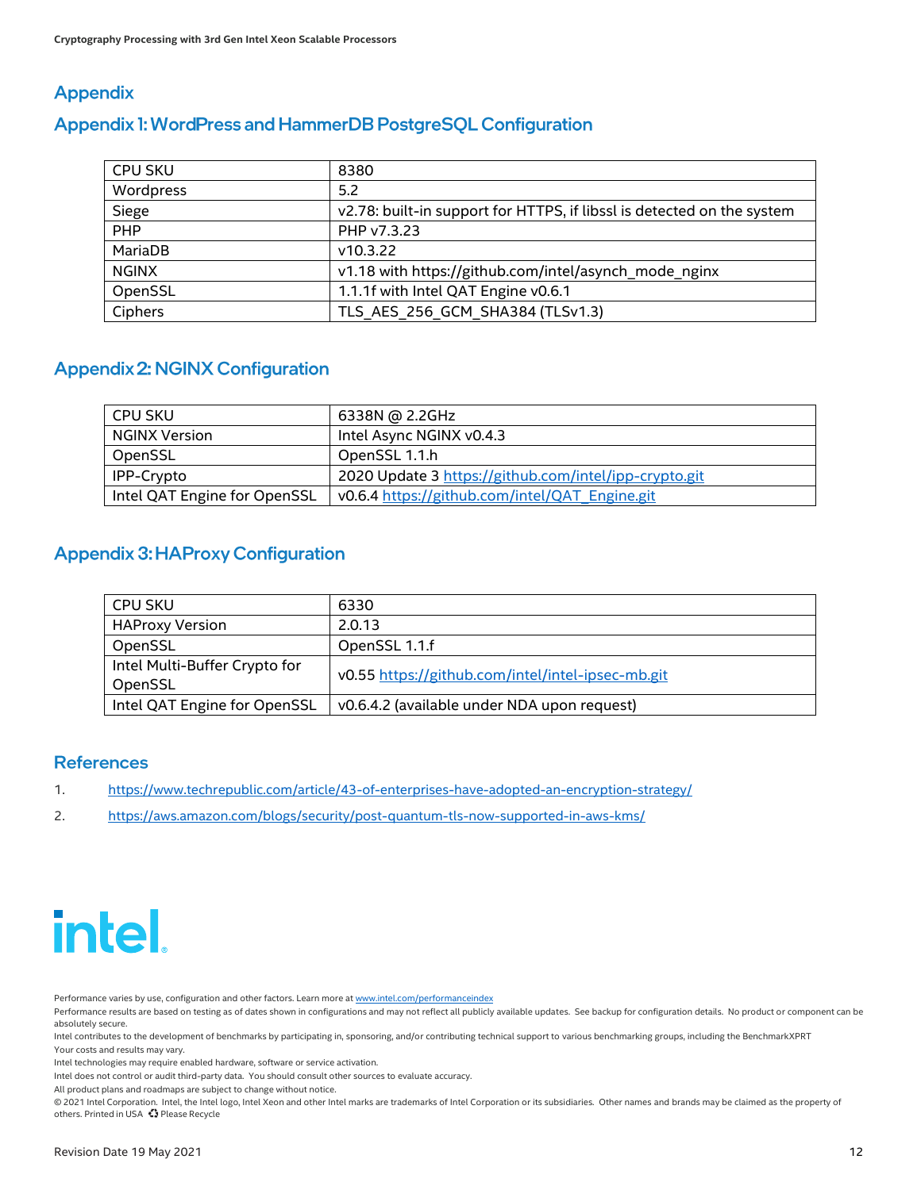## Appendix

## Appendix 1: WordPress and HammerDB PostgreSQL Configuration

| | |
|---|---|
| CPU SKU | 8380 |
| Wordpress | 5.2 |
| Siege | v2.78: built-in support for HTTPS, if libssl is detected on the system |
| PHP | PHP v7.3.23 |
| MariaDB | v10.3.22 |
| NGINX | v1.18 with https://github.com/intel/asynch_mode_nginx |
| OpenSSL | 1.1.1f with Intel QAT Engine v0.6.1 |
| Ciphers | TLS_AES_256_GCM_SHA384 (TLSv1.3) |

## Appendix 2: NGINX Configuration

| | |
|---|---|
| CPU SKU | 6338N @ 2.2GHz |
| NGINX Version | Intel Async NGINX v0.4.3 |
| OpenSSL | OpenSSL 1.1.h |
| IPP-Crypto | 2020 Update 3 https://github.com/intel/ipp-crypto.git |
| Intel QAT Engine for OpenSSL | v0.6.4 https://github.com/intel/QAT_Engine.git |

## Appendix 3: HAProxy Configuration

| | |
|---|---|
| CPU SKU | 6330 |
| HAProxy Version | 2.0.13 |
| OpenSSL | OpenSSL 1.1.f |
| Intel Multi-Buffer Crypto for OpenSSL | v0.55 https://github.com/intel/intel-ipsec-mb.git |
| Intel QAT Engine for OpenSSL | v0.6.4.2 (available under NDA upon request) |

## References

1. https://www.techrepublic.com/article/43-of-enterprises-have-adopted-an-encryption-strategy/
2. https://aws.amazon.com/blogs/security/post-quantum-tls-now-supported-in-aws-kms/

Performance varies by use, configuration and other factors. Learn more at www.intel.com/performanceindex

Performance results are based on testing as of dates shown in configurations and may not reflect all publicly available updates. See backup for configuration details. No product or component can be absolutely secure.

Intel contributes to the development of benchmarks by participating in, sponsoring, and/or contributing technical support to various benchmarking groups, including the BenchmarkXPRT

Your costs and results may vary.

Intel technologies may require enabled hardware, software or service activation.

Intel does not control or audit third-party data. You should consult other sources to evaluate accuracy.

All product plans and roadmaps are subject to change without notice.

© 2021 Intel Corporation. Intel, the Intel logo, Intel Xeon and other Intel marks are trademarks of Intel Corporation or its subsidiaries. Other names and brands may be claimed as the property of others. Printed in USA ♻ Please Recycle

Revision Date 19 May 2021